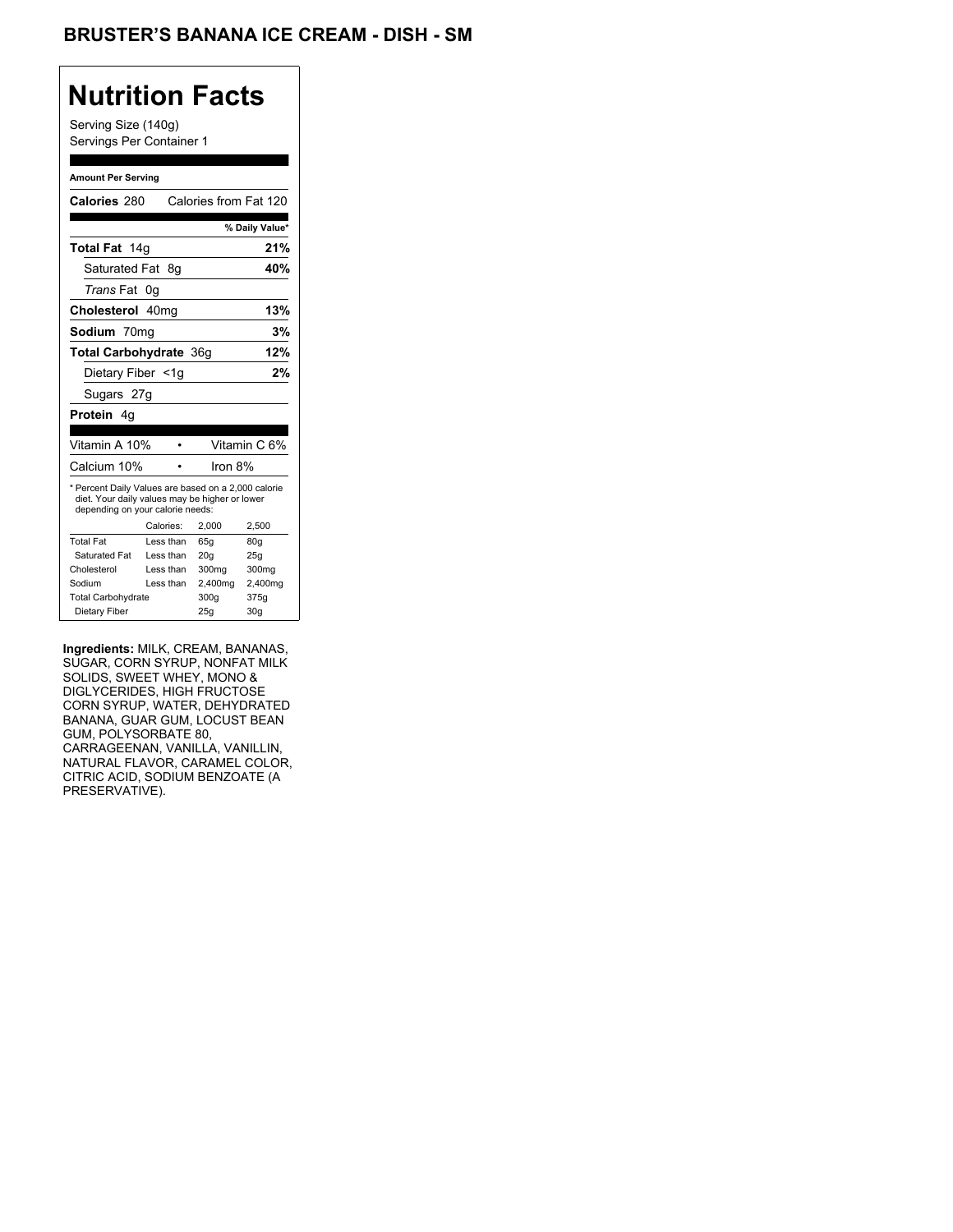# BRUSTER'S BANANA ICE CREAM - DISH - SM

## Nutrition Facts

Serving Size (140g)
Servings Per Container 1

**Amount Per Serving**

**Calories** 280 Calories from Fat 120

| | % Daily Value* |
|---|---|
| **Total Fat** 14g | **21%** |
| Saturated Fat 8g | **40%** |
| *Trans* Fat 0g | |
| **Cholesterol** 40mg | **13%** |
| **Sodium** 70mg | **3%** |
| **Total Carbohydrate** 36g | **12%** |
| Dietary Fiber <1g | **2%** |
| Sugars 27g | |
| **Protein** 4g | |

| | |
|---|---|
| Vitamin A 10% | Vitamin C 6% |
| Calcium 10% | Iron 8% |

* Percent Daily Values are based on a 2,000 calorie diet. Your daily values may be higher or lower depending on your calorie needs:

| | Calories: | 2,000 | 2,500 |
|---|---|---|---|
| Total Fat | Less than | 65g | 80g |
| Saturated Fat | Less than | 20g | 25g |
| Cholesterol | Less than | 300mg | 300mg |
| Sodium | Less than | 2,400mg | 2,400mg |
| Total Carbohydrate | | 300g | 375g |
| Dietary Fiber | | 25g | 30g |

**Ingredients:** MILK, CREAM, BANANAS, SUGAR, CORN SYRUP, NONFAT MILK SOLIDS, SWEET WHEY, MONO & DIGLYCERIDES, HIGH FRUCTOSE CORN SYRUP, WATER, DEHYDRATED BANANA, GUAR GUM, LOCUST BEAN GUM, POLYSORBATE 80, CARRAGEENAN, VANILLA, VANILLIN, NATURAL FLAVOR, CARAMEL COLOR, CITRIC ACID, SODIUM BENZOATE (A PRESERVATIVE).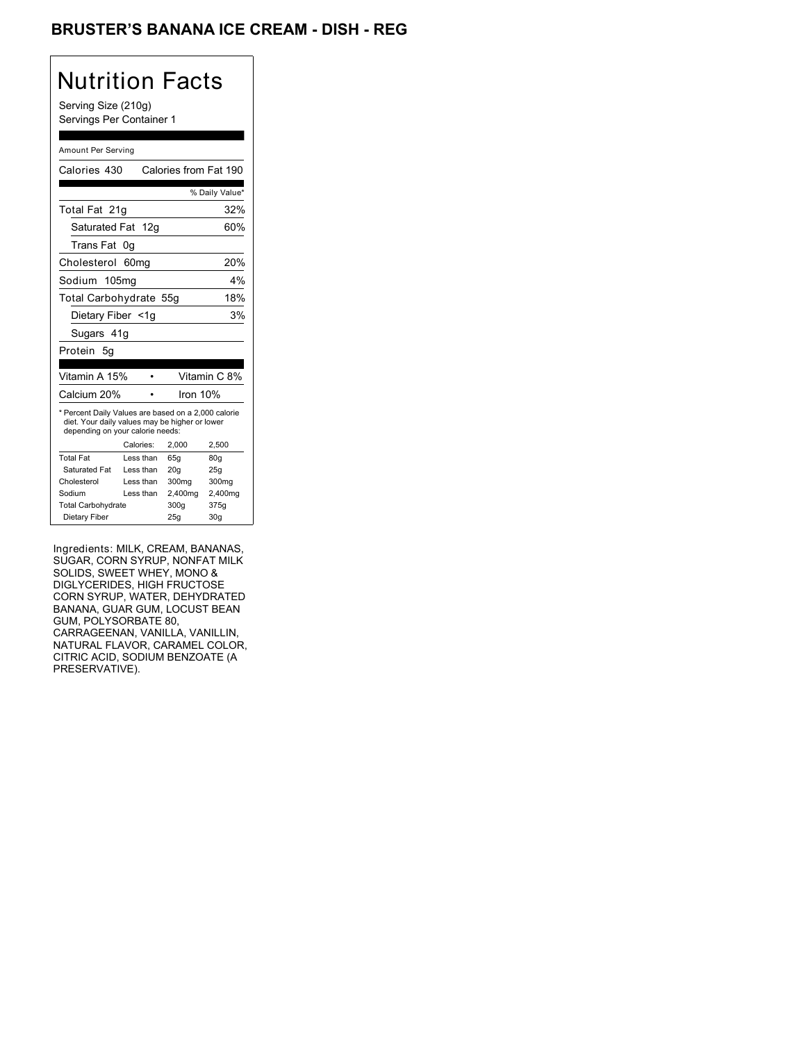# BRUSTER'S BANANA ICE CREAM - DISH - REG

## Nutrition Facts

Serving Size (210g)
Servings Per Container 1

Amount Per Serving

| | |
|---|---|
| Calories 430 | Calories from Fat 190 |
| | % Daily Value* |
| Total Fat 21g | 32% |
| Saturated Fat 12g | 60% |
| Trans Fat 0g | |
| Cholesterol 60mg | 20% |
| Sodium 105mg | 4% |
| Total Carbohydrate 55g | 18% |
| Dietary Fiber <1g | 3% |
| Sugars 41g | |
| Protein 5g | |

| | |
|---|---|
| Vitamin A 15% | Vitamin C 8% |
| Calcium 20% | Iron 10% |

* Percent Daily Values are based on a 2,000 calorie diet. Your daily values may be higher or lower depending on your calorie needs:

| | Calories: | 2,000 | 2,500 |
|---|---|---|---|
| Total Fat | Less than | 65g | 80g |
| Saturated Fat | Less than | 20g | 25g |
| Cholesterol | Less than | 300mg | 300mg |
| Sodium | Less than | 2,400mg | 2,400mg |
| Total Carbohydrate | | 300g | 375g |
| Dietary Fiber | | 25g | 30g |

Ingredients: MILK, CREAM, BANANAS, SUGAR, CORN SYRUP, NONFAT MILK SOLIDS, SWEET WHEY, MONO & DIGLYCERIDES, HIGH FRUCTOSE CORN SYRUP, WATER, DEHYDRATED BANANA, GUAR GUM, LOCUST BEAN GUM, POLYSORBATE 80, CARRAGEENAN, VANILLA, VANILLIN, NATURAL FLAVOR, CARAMEL COLOR, CITRIC ACID, SODIUM BENZOATE (A PRESERVATIVE).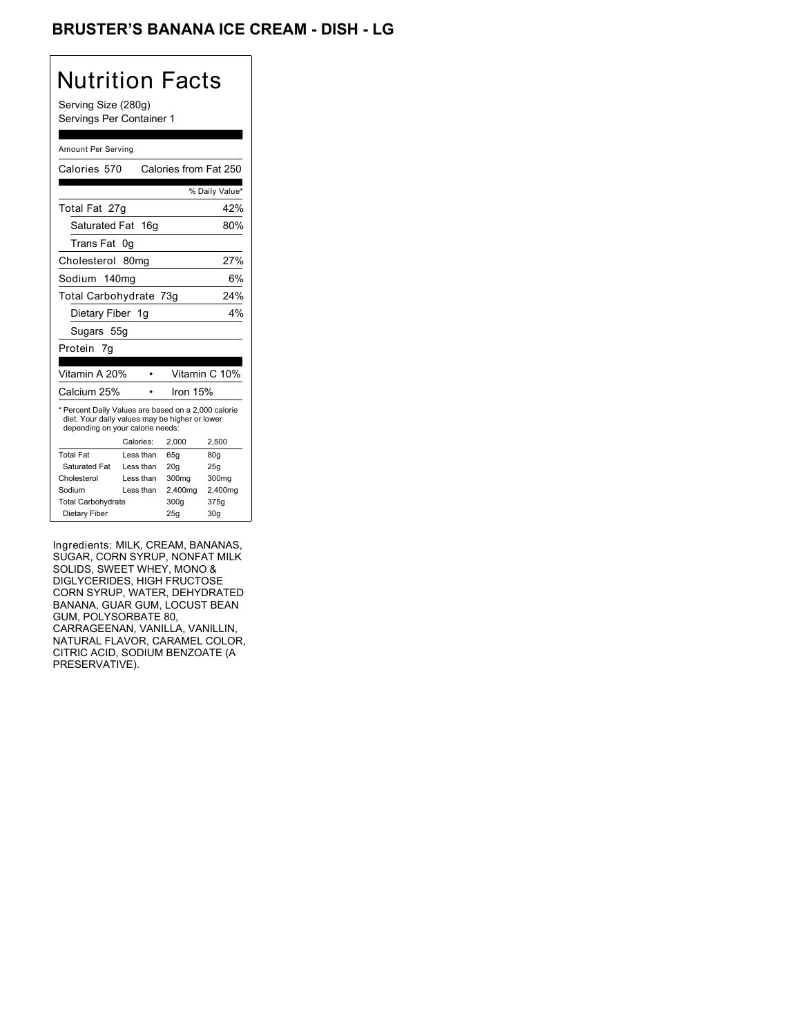# BRUSTER'S BANANA ICE CREAM - DISH - LG

## Nutrition Facts

Serving Size (280g)
Servings Per Container 1

Amount Per Serving

| | |
|---|---|
| Calories 570 | Calories from Fat 250 |
| | % Daily Value* |
| Total Fat 27g | 42% |
| Saturated Fat 16g | 80% |
| Trans Fat 0g | |
| Cholesterol 80mg | 27% |
| Sodium 140mg | 6% |
| Total Carbohydrate 73g | 24% |
| Dietary Fiber 1g | 4% |
| Sugars 55g | |
| Protein 7g | |

| | |
|---|---|
| Vitamin A 20% | Vitamin C 10% |
| Calcium 25% | Iron 15% |

* Percent Daily Values are based on a 2,000 calorie diet. Your daily values may be higher or lower depending on your calorie needs:

| | Calories: | 2,000 | 2,500 |
|---|---|---|---|
| Total Fat | Less than | 65g | 80g |
| Saturated Fat | Less than | 20g | 25g |
| Cholesterol | Less than | 300mg | 300mg |
| Sodium | Less than | 2,400mg | 2,400mg |
| Total Carbohydrate | | 300g | 375g |
| Dietary Fiber | | 25g | 30g |

Ingredients: MILK, CREAM, BANANAS, SUGAR, CORN SYRUP, NONFAT MILK SOLIDS, SWEET WHEY, MONO & DIGLYCERIDES, HIGH FRUCTOSE CORN SYRUP, WATER, DEHYDRATED BANANA, GUAR GUM, LOCUST BEAN GUM, POLYSORBATE 80, CARRAGEENAN, VANILLA, VANILLIN, NATURAL FLAVOR, CARAMEL COLOR, CITRIC ACID, SODIUM BENZOATE (A PRESERVATIVE).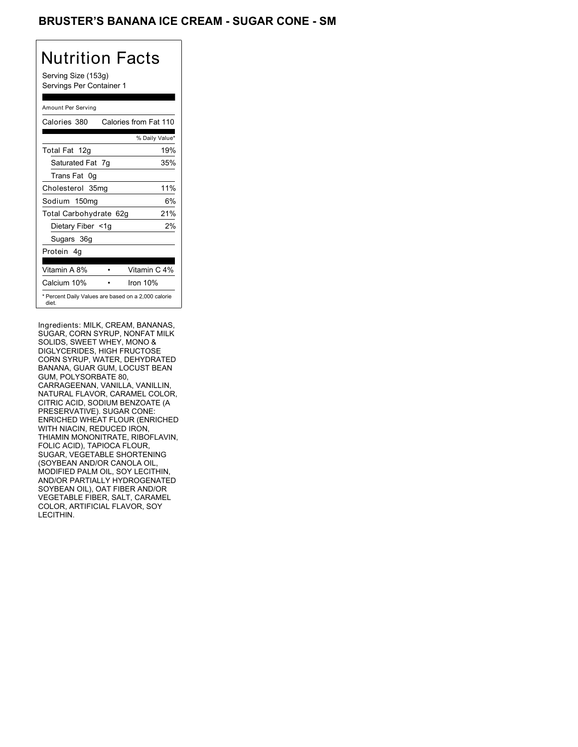# BRUSTER'S BANANA ICE CREAM - SUGAR CONE - SM

## Nutrition Facts

Serving Size (153g)
Servings Per Container 1

| Amount Per Serving | |
|---|---|
| Calories 380 | Calories from Fat 110 |
| | % Daily Value* |
| Total Fat 12g | 19% |
| Saturated Fat 7g | 35% |
| Trans Fat 0g | |
| Cholesterol 35mg | 11% |
| Sodium 150mg | 6% |
| Total Carbohydrate 62g | 21% |
| Dietary Fiber <1g | 2% |
| Sugars 36g | |
| Protein 4g | |

| | |
|---|---|
| Vitamin A 8% | Vitamin C 4% |
| Calcium 10% | Iron 10% |

* Percent Daily Values are based on a 2,000 calorie diet.

Ingredients: MILK, CREAM, BANANAS, SUGAR, CORN SYRUP, NONFAT MILK SOLIDS, SWEET WHEY, MONO & DIGLYCERIDES, HIGH FRUCTOSE CORN SYRUP, WATER, DEHYDRATED BANANA, GUAR GUM, LOCUST BEAN GUM, POLYSORBATE 80, CARRAGEENAN, VANILLA, VANILLIN, NATURAL FLAVOR, CARAMEL COLOR, CITRIC ACID, SODIUM BENZOATE (A PRESERVATIVE). SUGAR CONE: ENRICHED WHEAT FLOUR (ENRICHED WITH NIACIN, REDUCED IRON, THIAMIN MONONITRATE, RIBOFLAVIN, FOLIC ACID), TAPIOCA FLOUR, SUGAR, VEGETABLE SHORTENING (SOYBEAN AND/OR CANOLA OIL, MODIFIED PALM OIL, SOY LECITHIN, AND/OR PARTIALLY HYDROGENATED SOYBEAN OIL), OAT FIBER AND/OR VEGETABLE FIBER, SALT, CARAMEL COLOR, ARTIFICIAL FLAVOR, SOY LECITHIN.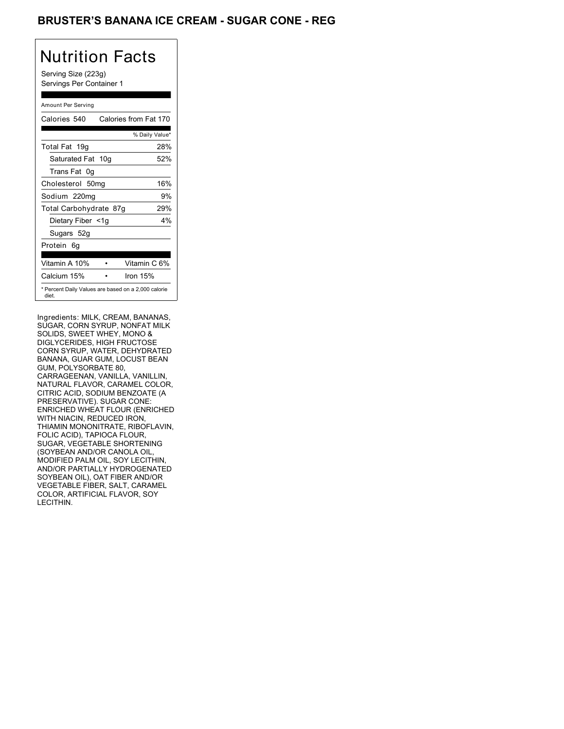# BRUSTER'S BANANA ICE CREAM - SUGAR CONE - REG

## Nutrition Facts

Serving Size (223g)
Servings Per Container 1

Amount Per Serving

| Calories 540 | Calories from Fat 170 |
|---|---|
| | % Daily Value* |
| Total Fat 19g | 28% |
| Saturated Fat 10g | 52% |
| Trans Fat 0g | |
| Cholesterol 50mg | 16% |
| Sodium 220mg | 9% |
| Total Carbohydrate 87g | 29% |
| Dietary Fiber <1g | 4% |
| Sugars 52g | |
| Protein 6g | |

| Vitamin A 10% | • | Vitamin C 6% |
|---|---|---|
| Calcium 15% | • | Iron 15% |

* Percent Daily Values are based on a 2,000 calorie diet.

Ingredients: MILK, CREAM, BANANAS, SUGAR, CORN SYRUP, NONFAT MILK SOLIDS, SWEET WHEY, MONO & DIGLYCERIDES, HIGH FRUCTOSE CORN SYRUP, WATER, DEHYDRATED BANANA, GUAR GUM, LOCUST BEAN GUM, POLYSORBATE 80, CARRAGEENAN, VANILLA, VANILLIN, NATURAL FLAVOR, CARAMEL COLOR, CITRIC ACID, SODIUM BENZOATE (A PRESERVATIVE). SUGAR CONE: ENRICHED WHEAT FLOUR (ENRICHED WITH NIACIN, REDUCED IRON, THIAMIN MONONITRATE, RIBOFLAVIN, FOLIC ACID), TAPIOCA FLOUR, SUGAR, VEGETABLE SHORTENING (SOYBEAN AND/OR CANOLA OIL, MODIFIED PALM OIL, SOY LECITHIN, AND/OR PARTIALLY HYDROGENATED SOYBEAN OIL), OAT FIBER AND/OR VEGETABLE FIBER, SALT, CARAMEL COLOR, ARTIFICIAL FLAVOR, SOY LECITHIN.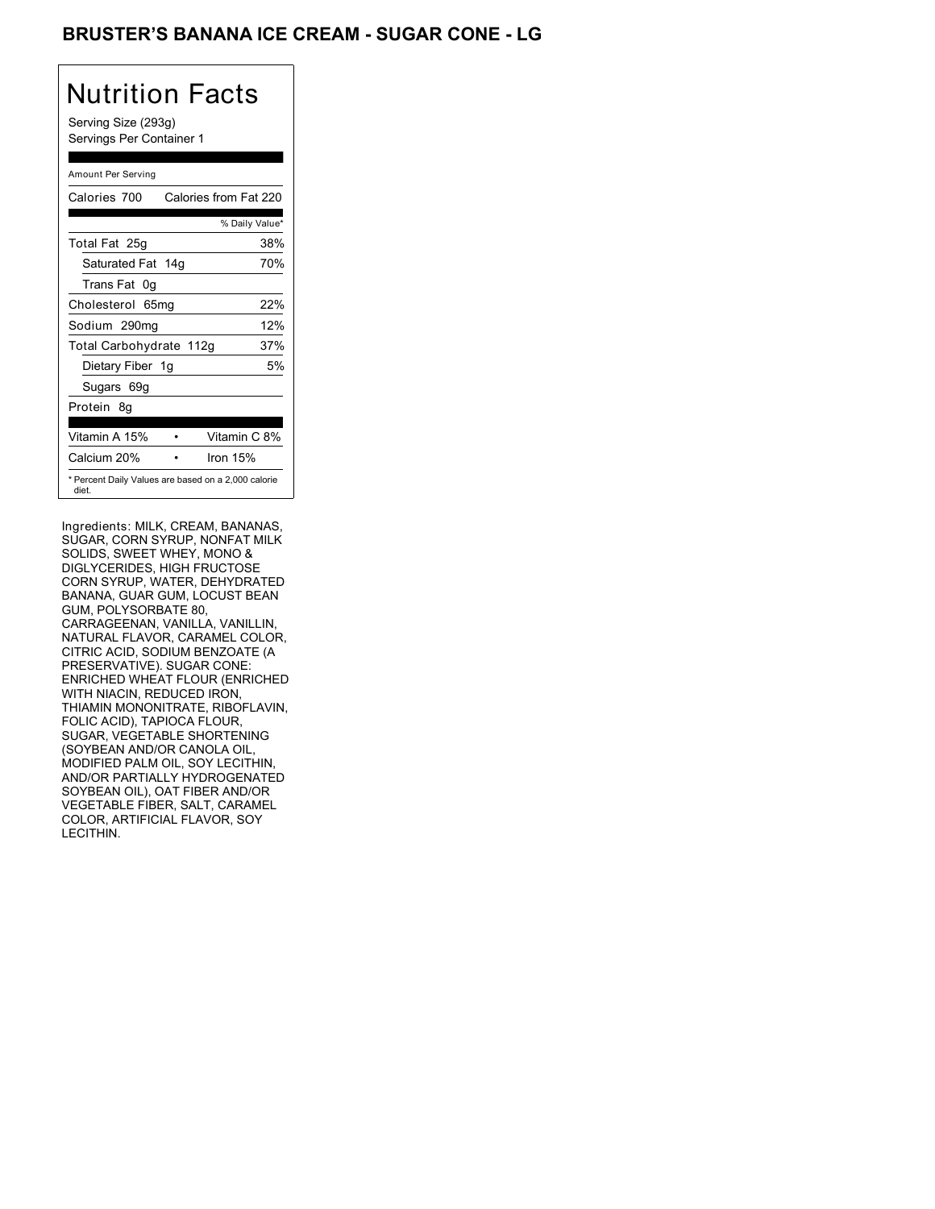# BRUSTER'S BANANA ICE CREAM - SUGAR CONE - LG

## Nutrition Facts

Serving Size (293g)
Servings Per Container 1

Amount Per Serving

| Calories 700 | Calories from Fat 220 |
|---|---|
| | % Daily Value* |
| Total Fat 25g | 38% |
| Saturated Fat 14g | 70% |
| Trans Fat 0g | |
| Cholesterol 65mg | 22% |
| Sodium 290mg | 12% |
| Total Carbohydrate 112g | 37% |
| Dietary Fiber 1g | 5% |
| Sugars 69g | |
| Protein 8g | |

| Vitamin A 15% | Vitamin C 8% |
|---|---|
| Calcium 20% | Iron 15% |

* Percent Daily Values are based on a 2,000 calorie diet.

Ingredients: MILK, CREAM, BANANAS, SUGAR, CORN SYRUP, NONFAT MILK SOLIDS, SWEET WHEY, MONO & DIGLYCERIDES, HIGH FRUCTOSE CORN SYRUP, WATER, DEHYDRATED BANANA, GUAR GUM, LOCUST BEAN GUM, POLYSORBATE 80, CARRAGEENAN, VANILLA, VANILLIN, NATURAL FLAVOR, CARAMEL COLOR, CITRIC ACID, SODIUM BENZOATE (A PRESERVATIVE). SUGAR CONE: ENRICHED WHEAT FLOUR (ENRICHED WITH NIACIN, REDUCED IRON, THIAMIN MONONITRATE, RIBOFLAVIN, FOLIC ACID), TAPIOCA FLOUR, SUGAR, VEGETABLE SHORTENING (SOYBEAN AND/OR CANOLA OIL, MODIFIED PALM OIL, SOY LECITHIN, AND/OR PARTIALLY HYDROGENATED SOYBEAN OIL), OAT FIBER AND/OR VEGETABLE FIBER, SALT, CARAMEL COLOR, ARTIFICIAL FLAVOR, SOY LECITHIN.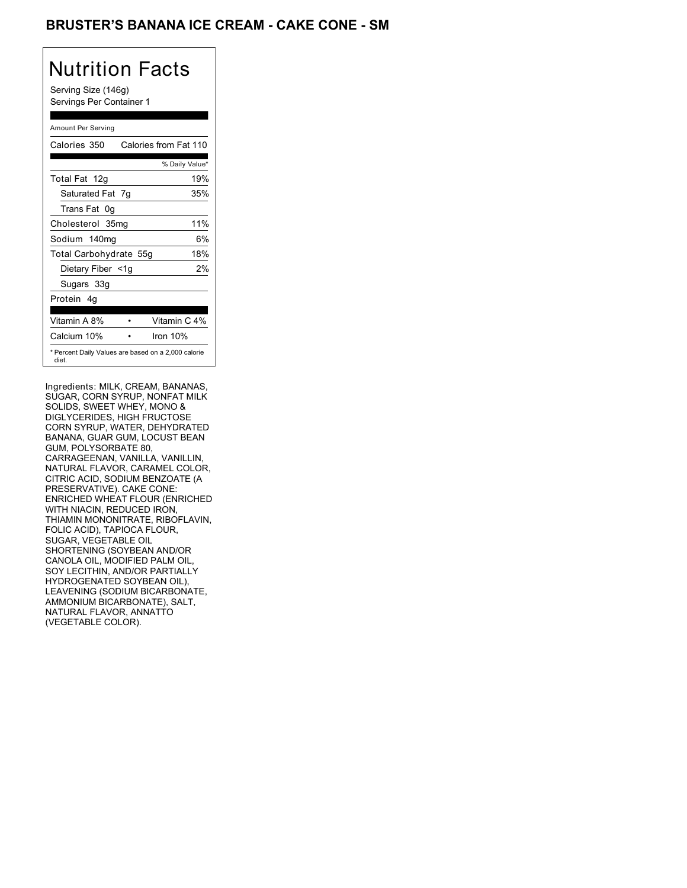# BRUSTER'S BANANA ICE CREAM - CAKE CONE - SM

## Nutrition Facts

Serving Size (146g)
Servings Per Container 1

Amount Per Serving

| Calories 350 | Calories from Fat 110 |
|---|---|
| | % Daily Value* |
| Total Fat 12g | 19% |
| Saturated Fat 7g | 35% |
| Trans Fat 0g | |
| Cholesterol 35mg | 11% |
| Sodium 140mg | 6% |
| Total Carbohydrate 55g | 18% |
| Dietary Fiber <1g | 2% |
| Sugars 33g | |
| Protein 4g | |

| Vitamin A 8% | • | Vitamin C 4% |
|---|---|---|
| Calcium 10% | • | Iron 10% |

* Percent Daily Values are based on a 2,000 calorie diet.

Ingredients: MILK, CREAM, BANANAS, SUGAR, CORN SYRUP, NONFAT MILK SOLIDS, SWEET WHEY, MONO & DIGLYCERIDES, HIGH FRUCTOSE CORN SYRUP, WATER, DEHYDRATED BANANA, GUAR GUM, LOCUST BEAN GUM, POLYSORBATE 80, CARRAGEENAN, VANILLA, VANILLIN, NATURAL FLAVOR, CARAMEL COLOR, CITRIC ACID, SODIUM BENZOATE (A PRESERVATIVE). CAKE CONE: ENRICHED WHEAT FLOUR (ENRICHED WITH NIACIN, REDUCED IRON, THIAMIN MONONITRATE, RIBOFLAVIN, FOLIC ACID), TAPIOCA FLOUR, SUGAR, VEGETABLE OIL SHORTENING (SOYBEAN AND/OR CANOLA OIL, MODIFIED PALM OIL, SOY LECITHIN, AND/OR PARTIALLY HYDROGENATED SOYBEAN OIL), LEAVENING (SODIUM BICARBONATE, AMMONIUM BICARBONATE), SALT, NATURAL FLAVOR, ANNATTO (VEGETABLE COLOR).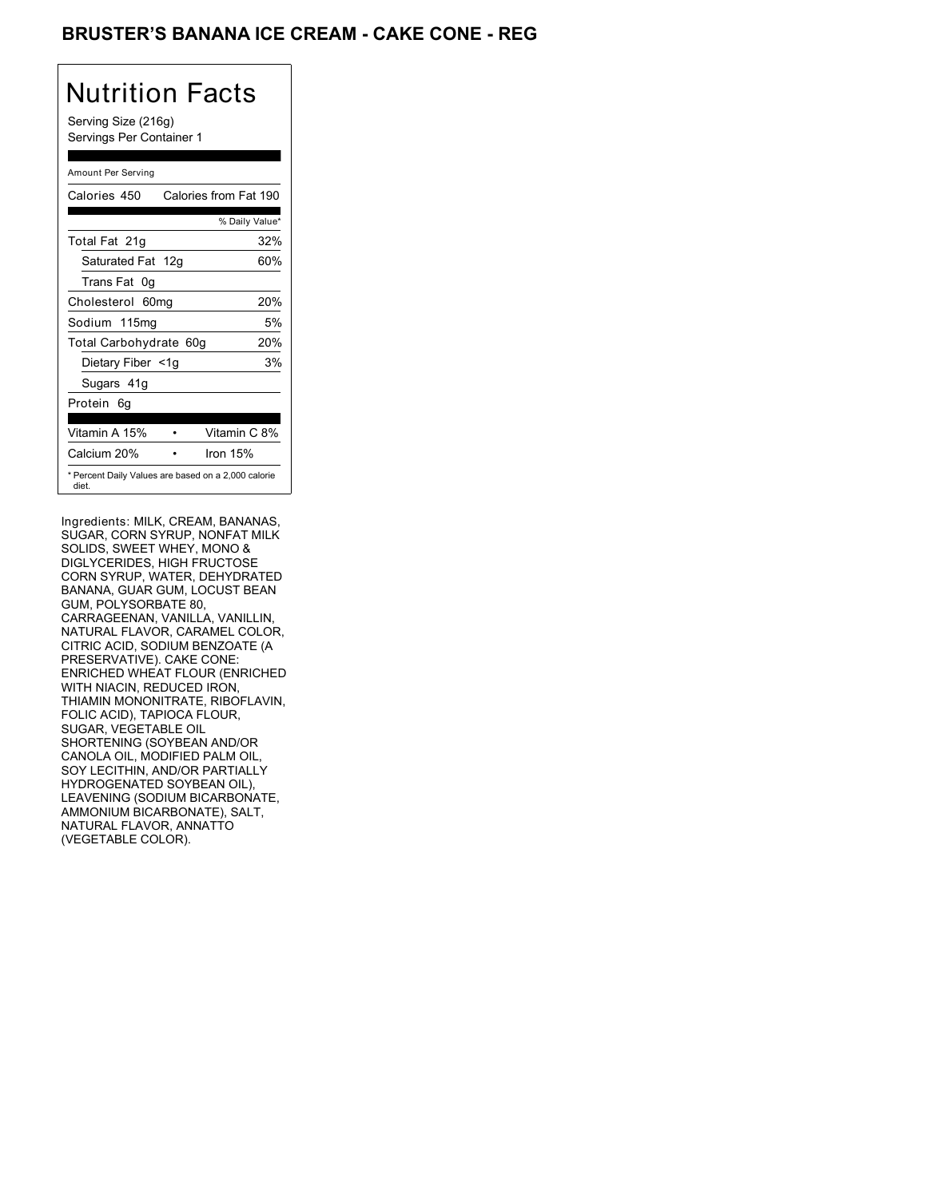# BRUSTER'S BANANA ICE CREAM - CAKE CONE - REG

## Nutrition Facts

Serving Size (216g)
Servings Per Container 1

Amount Per Serving

| Calories 450 | Calories from Fat 190 |
|---|---|
| | % Daily Value* |
| Total Fat 21g | 32% |
| Saturated Fat 12g | 60% |
| Trans Fat 0g | |
| Cholesterol 60mg | 20% |
| Sodium 115mg | 5% |
| Total Carbohydrate 60g | 20% |
| Dietary Fiber <1g | 3% |
| Sugars 41g | |
| Protein 6g | |
| Vitamin A 15% • | Vitamin C 8% |
| Calcium 20% • | Iron 15% |

* Percent Daily Values are based on a 2,000 calorie diet.

Ingredients: MILK, CREAM, BANANAS, SUGAR, CORN SYRUP, NONFAT MILK SOLIDS, SWEET WHEY, MONO & DIGLYCERIDES, HIGH FRUCTOSE CORN SYRUP, WATER, DEHYDRATED BANANA, GUAR GUM, LOCUST BEAN GUM, POLYSORBATE 80, CARRAGEENAN, VANILLA, VANILLIN, NATURAL FLAVOR, CARAMEL COLOR, CITRIC ACID, SODIUM BENZOATE (A PRESERVATIVE). CAKE CONE: ENRICHED WHEAT FLOUR (ENRICHED WITH NIACIN, REDUCED IRON, THIAMIN MONONITRATE, RIBOFLAVIN, FOLIC ACID), TAPIOCA FLOUR, SUGAR, VEGETABLE OIL SHORTENING (SOYBEAN AND/OR CANOLA OIL, MODIFIED PALM OIL, SOY LECITHIN, AND/OR PARTIALLY HYDROGENATED SOYBEAN OIL), LEAVENING (SODIUM BICARBONATE, AMMONIUM BICARBONATE), SALT, NATURAL FLAVOR, ANNATTO (VEGETABLE COLOR).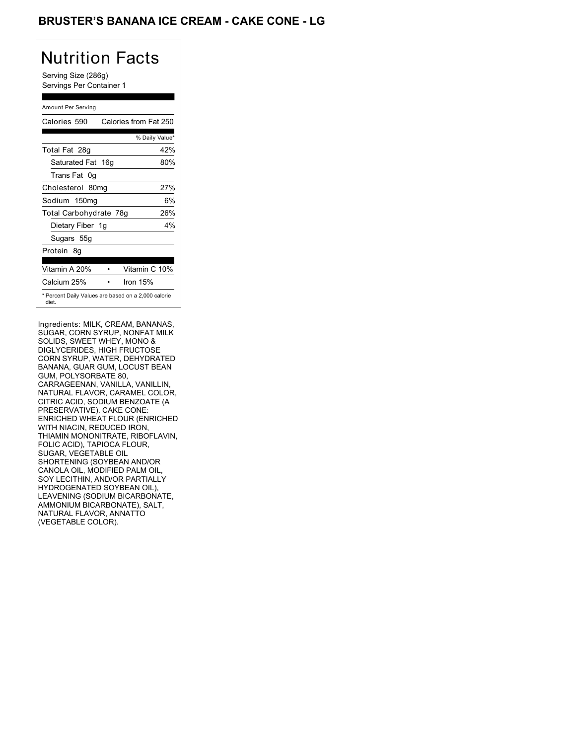# BRUSTER'S BANANA ICE CREAM - CAKE CONE - LG

## Nutrition Facts

Serving Size (286g)
Servings Per Container 1

Amount Per Serving

| Calories 590 | Calories from Fat 250 |
|---|---|
| | % Daily Value* |
| Total Fat 28g | 42% |
| Saturated Fat 16g | 80% |
| Trans Fat 0g | |
| Cholesterol 80mg | 27% |
| Sodium 150mg | 6% |
| Total Carbohydrate 78g | 26% |
| Dietary Fiber 1g | 4% |
| Sugars 55g | |
| Protein 8g | |

| Vitamin A 20% | Vitamin C 10% |
|---|---|
| Calcium 25% | Iron 15% |

* Percent Daily Values are based on a 2,000 calorie diet.

Ingredients: MILK, CREAM, BANANAS, SUGAR, CORN SYRUP, NONFAT MILK SOLIDS, SWEET WHEY, MONO & DIGLYCERIDES, HIGH FRUCTOSE CORN SYRUP, WATER, DEHYDRATED BANANA, GUAR GUM, LOCUST BEAN GUM, POLYSORBATE 80, CARRAGEENAN, VANILLA, VANILLIN, NATURAL FLAVOR, CARAMEL COLOR, CITRIC ACID, SODIUM BENZOATE (A PRESERVATIVE). CAKE CONE: ENRICHED WHEAT FLOUR (ENRICHED WITH NIACIN, REDUCED IRON, THIAMIN MONONITRATE, RIBOFLAVIN, FOLIC ACID), TAPIOCA FLOUR, SUGAR, VEGETABLE OIL SHORTENING (SOYBEAN AND/OR CANOLA OIL, MODIFIED PALM OIL, SOY LECITHIN, AND/OR PARTIALLY HYDROGENATED SOYBEAN OIL), LEAVENING (SODIUM BICARBONATE, AMMONIUM BICARBONATE), SALT, NATURAL FLAVOR, ANNATTO (VEGETABLE COLOR).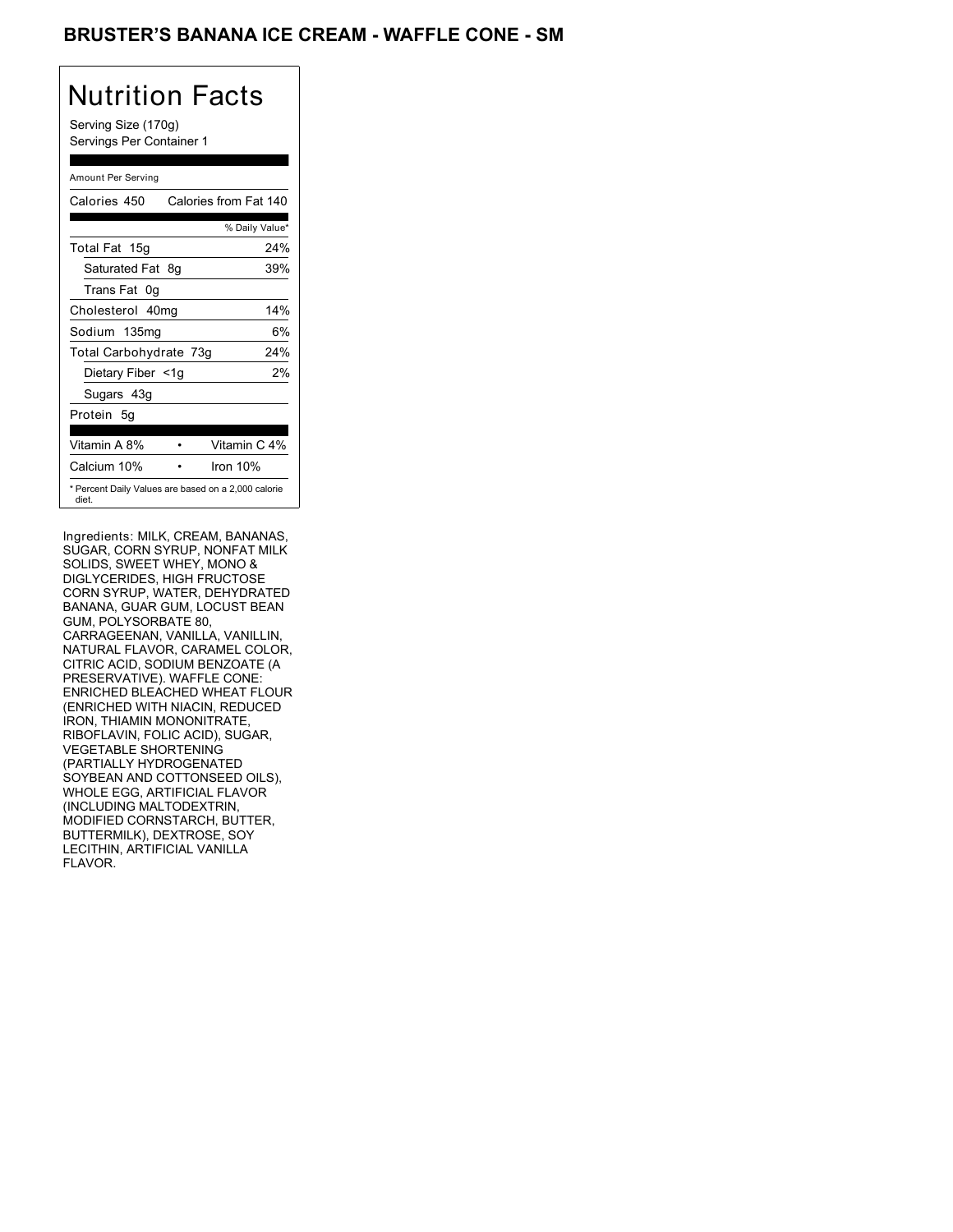# BRUSTER'S BANANA ICE CREAM - WAFFLE CONE - SM

## Nutrition Facts

Serving Size (170g)
Servings Per Container 1

Amount Per Serving

| Calories 450 | Calories from Fat 140 |
|---|---|
| | % Daily Value* |
| Total Fat 15g | 24% |
| Saturated Fat 8g | 39% |
| Trans Fat 0g | |
| Cholesterol 40mg | 14% |
| Sodium 135mg | 6% |
| Total Carbohydrate 73g | 24% |
| Dietary Fiber <1g | 2% |
| Sugars 43g | |
| Protein 5g | |

| Vitamin A 8% | • | Vitamin C 4% |
|---|---|---|
| Calcium 10% | • | Iron 10% |

* Percent Daily Values are based on a 2,000 calorie diet.

Ingredients: MILK, CREAM, BANANAS, SUGAR, CORN SYRUP, NONFAT MILK SOLIDS, SWEET WHEY, MONO & DIGLYCERIDES, HIGH FRUCTOSE CORN SYRUP, WATER, DEHYDRATED BANANA, GUAR GUM, LOCUST BEAN GUM, POLYSORBATE 80, CARRAGEENAN, VANILLA, VANILLIN, NATURAL FLAVOR, CARAMEL COLOR, CITRIC ACID, SODIUM BENZOATE (A PRESERVATIVE). WAFFLE CONE: ENRICHED BLEACHED WHEAT FLOUR (ENRICHED WITH NIACIN, REDUCED IRON, THIAMIN MONONITRATE, RIBOFLAVIN, FOLIC ACID), SUGAR, VEGETABLE SHORTENING (PARTIALLY HYDROGENATED SOYBEAN AND COTTONSEED OILS), WHOLE EGG, ARTIFICIAL FLAVOR (INCLUDING MALTODEXTRIN, MODIFIED CORNSTARCH, BUTTER, BUTTERMILK), DEXTROSE, SOY LECITHIN, ARTIFICIAL VANILLA FLAVOR.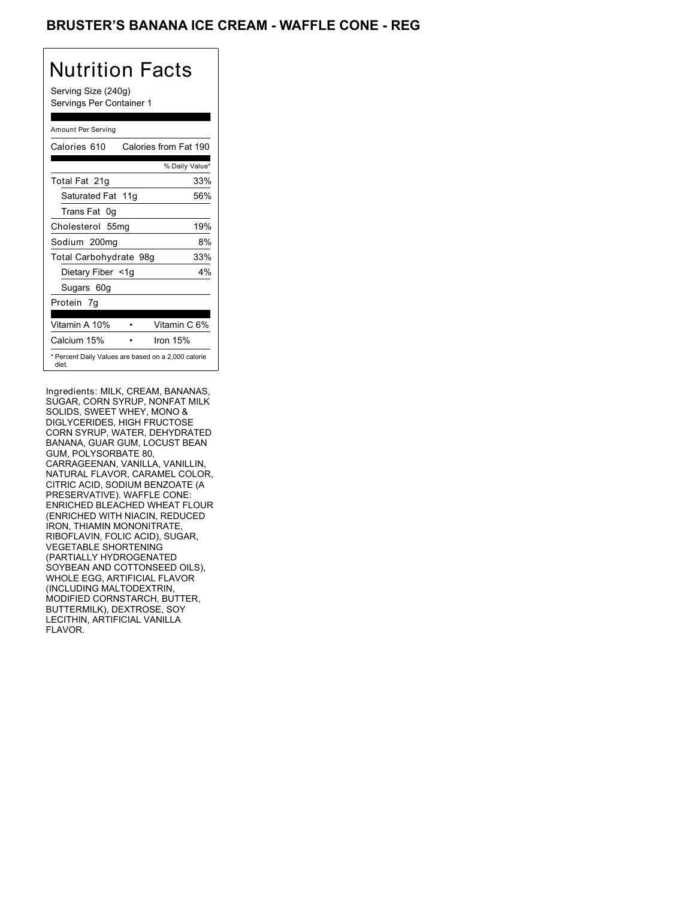# BRUSTER'S BANANA ICE CREAM - WAFFLE CONE - REG

## Nutrition Facts

Serving Size (240g)
Servings Per Container 1

Amount Per Serving

| Calories 610 | Calories from Fat 190 |
|---|---|
| | % Daily Value* |
| Total Fat 21g | 33% |
| Saturated Fat 11g | 56% |
| Trans Fat 0g | |
| Cholesterol 55mg | 19% |
| Sodium 200mg | 8% |
| Total Carbohydrate 98g | 33% |
| Dietary Fiber <1g | 4% |
| Sugars 60g | |
| Protein 7g | |

| | | |
|---|---|---|
| Vitamin A 10% | • | Vitamin C 6% |
| Calcium 15% | • | Iron 15% |

* Percent Daily Values are based on a 2,000 calorie diet.

Ingredients: MILK, CREAM, BANANAS, SUGAR, CORN SYRUP, NONFAT MILK SOLIDS, SWEET WHEY, MONO & DIGLYCERIDES, HIGH FRUCTOSE CORN SYRUP, WATER, DEHYDRATED BANANA, GUAR GUM, LOCUST BEAN GUM, POLYSORBATE 80, CARRAGEENAN, VANILLA, VANILLIN, NATURAL FLAVOR, CARAMEL COLOR, CITRIC ACID, SODIUM BENZOATE (A PRESERVATIVE). WAFFLE CONE: ENRICHED BLEACHED WHEAT FLOUR (ENRICHED WITH NIACIN, REDUCED IRON, THIAMIN MONONITRATE, RIBOFLAVIN, FOLIC ACID), SUGAR, VEGETABLE SHORTENING (PARTIALLY HYDROGENATED SOYBEAN AND COTTONSEED OILS), WHOLE EGG, ARTIFICIAL FLAVOR (INCLUDING MALTODEXTRIN, MODIFIED CORNSTARCH, BUTTER, BUTTERMILK), DEXTROSE, SOY LECITHIN, ARTIFICIAL VANILLA FLAVOR.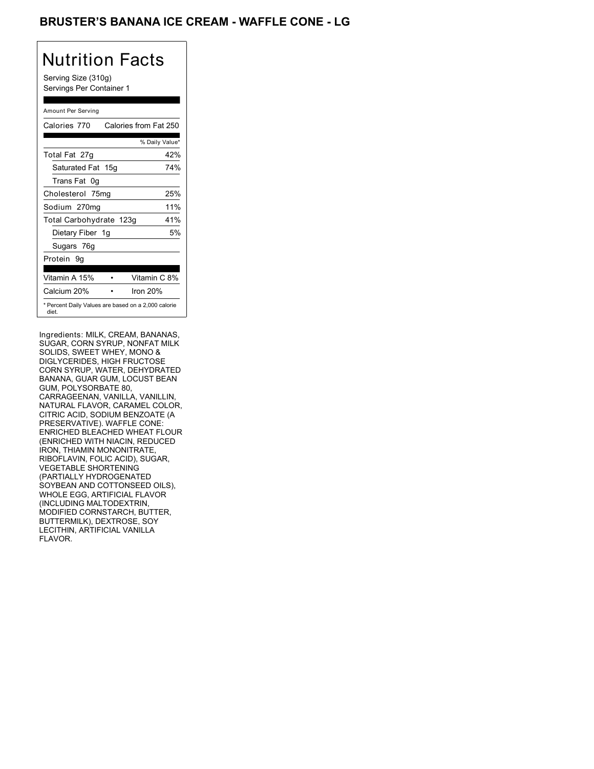## BRUSTER'S BANANA ICE CREAM - WAFFLE CONE - LG

# Nutrition Facts

Serving Size (310g)
Servings Per Container 1

Amount Per Serving

| | |
|---|---|
| Calories 770 | Calories from Fat 250 |
| | % Daily Value* |
| Total Fat 27g | 42% |
| Saturated Fat 15g | 74% |
| Trans Fat 0g | |
| Cholesterol 75mg | 25% |
| Sodium 270mg | 11% |
| Total Carbohydrate 123g | 41% |
| Dietary Fiber 1g | 5% |
| Sugars 76g | |
| Protein 9g | |
| Vitamin A 15% | Vitamin C 8% |
| Calcium 20% | Iron 20% |

* Percent Daily Values are based on a 2,000 calorie diet.

Ingredients: MILK, CREAM, BANANAS, SUGAR, CORN SYRUP, NONFAT MILK SOLIDS, SWEET WHEY, MONO & DIGLYCERIDES, HIGH FRUCTOSE CORN SYRUP, WATER, DEHYDRATED BANANA, GUAR GUM, LOCUST BEAN GUM, POLYSORBATE 80, CARRAGEENAN, VANILLA, VANILLIN, NATURAL FLAVOR, CARAMEL COLOR, CITRIC ACID, SODIUM BENZOATE (A PRESERVATIVE). WAFFLE CONE: ENRICHED BLEACHED WHEAT FLOUR (ENRICHED WITH NIACIN, REDUCED IRON, THIAMIN MONONITRATE, RIBOFLAVIN, FOLIC ACID), SUGAR, VEGETABLE SHORTENING (PARTIALLY HYDROGENATED SOYBEAN AND COTTONSEED OILS), WHOLE EGG, ARTIFICIAL FLAVOR (INCLUDING MALTODEXTRIN, MODIFIED CORNSTARCH, BUTTER, BUTTERMILK), DEXTROSE, SOY LECITHIN, ARTIFICIAL VANILLA FLAVOR.